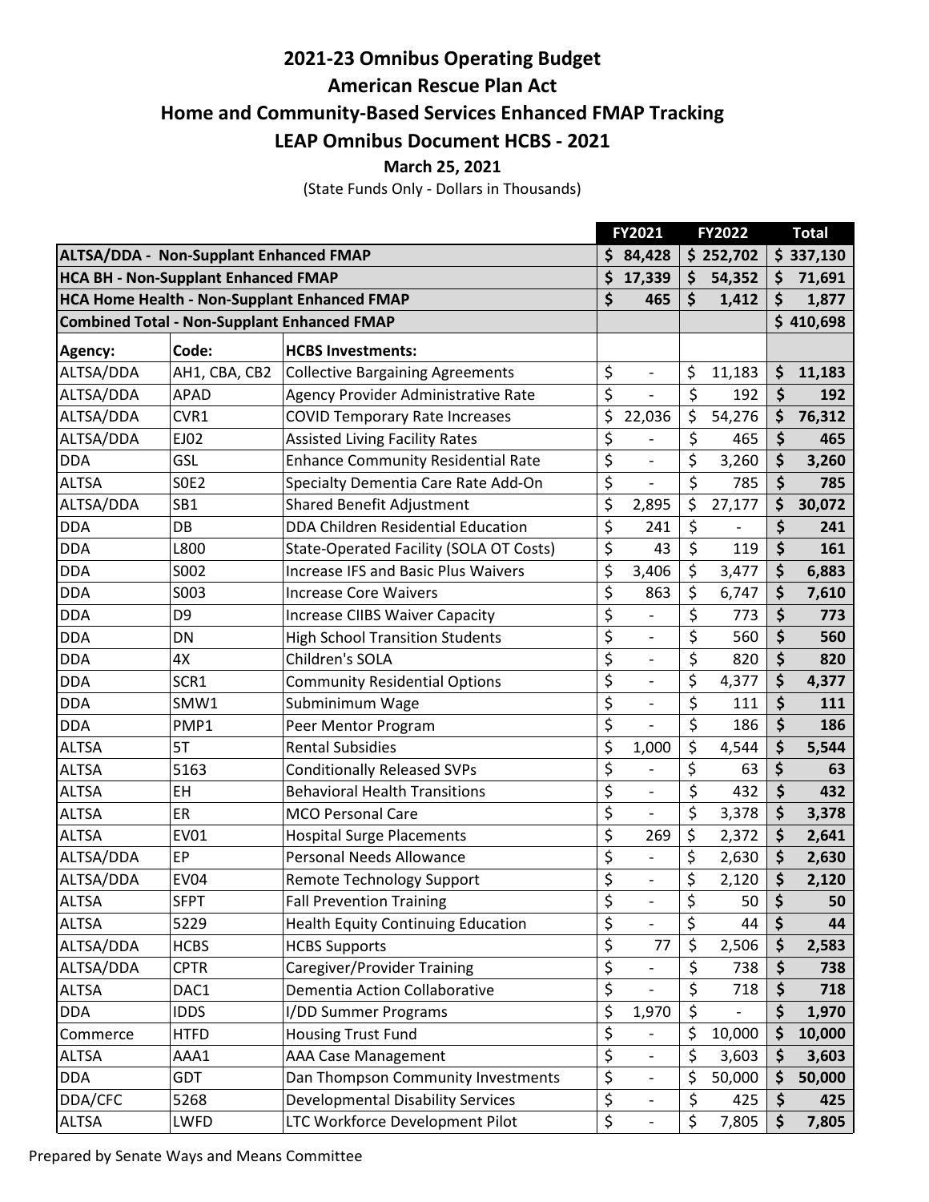# 2021-23 Omnibus Operating Budget

## American Rescue Plan Act

## Home and Community-Based Services Enhanced FMAP Tracking

## LEAP Omnibus Document HCBS - 2021

**March 25, 2021**

(State Funds Only - Dollars in Thousands)

| | | | FY2021 | FY2022 | Total |
|---|---|---|---|---|---|
| **ALTSA/DDA - Non-Supplant Enhanced FMAP** | | | **$ 84,428** | **$ 252,702** | **$ 337,130** |
| **HCA BH - Non-Supplant Enhanced FMAP** | | | **$ 17,339** | **$ 54,352** | **$ 71,691** |
| **HCA Home Health - Non-Supplant Enhanced FMAP** | | | **$ 465** | **$ 1,412** | **$ 1,877** |
| **Combined Total - Non-Supplant Enhanced FMAP** | | | | | **$ 410,698** |
| **Agency:** | **Code:** | **HCBS Investments:** | | | |
| ALTSA/DDA | AH1, CBA, CB2 | Collective Bargaining Agreements | $ - | $ 11,183 | **$ 11,183** |
| ALTSA/DDA | APAD | Agency Provider Administrative Rate | $ - | $ 192 | **$ 192** |
| ALTSA/DDA | CVR1 | COVID Temporary Rate Increases | $ 22,036 | $ 54,276 | **$ 76,312** |
| ALTSA/DDA | EJ02 | Assisted Living Facility Rates | $ - | $ 465 | **$ 465** |
| DDA | GSL | Enhance Community Residential Rate | $ - | $ 3,260 | **$ 3,260** |
| ALTSA | S0E2 | Specialty Dementia Care Rate Add-On | $ - | $ 785 | **$ 785** |
| ALTSA/DDA | SB1 | Shared Benefit Adjustment | $ 2,895 | $ 27,177 | **$ 30,072** |
| DDA | DB | DDA Children Residential Education | $ 241 | $ - | **$ 241** |
| DDA | L800 | State-Operated Facility (SOLA OT Costs) | $ 43 | $ 119 | **$ 161** |
| DDA | S002 | Increase IFS and Basic Plus Waivers | $ 3,406 | $ 3,477 | **$ 6,883** |
| DDA | S003 | Increase Core Waivers | $ 863 | $ 6,747 | **$ 7,610** |
| DDA | D9 | Increase CIIBS Waiver Capacity | $ - | $ 773 | **$ 773** |
| DDA | DN | High School Transition Students | $ - | $ 560 | **$ 560** |
| DDA | 4X | Children's SOLA | $ - | $ 820 | **$ 820** |
| DDA | SCR1 | Community Residential Options | $ - | $ 4,377 | **$ 4,377** |
| DDA | SMW1 | Subminimum Wage | $ - | $ 111 | **$ 111** |
| DDA | PMP1 | Peer Mentor Program | $ - | $ 186 | **$ 186** |
| ALTSA | 5T | Rental Subsidies | $ 1,000 | $ 4,544 | **$ 5,544** |
| ALTSA | 5163 | Conditionally Released SVPs | $ - | $ 63 | **$ 63** |
| ALTSA | EH | Behavioral Health Transitions | $ - | $ 432 | **$ 432** |
| ALTSA | ER | MCO Personal Care | $ - | $ 3,378 | **$ 3,378** |
| ALTSA | EV01 | Hospital Surge Placements | $ 269 | $ 2,372 | **$ 2,641** |
| ALTSA/DDA | EP | Personal Needs Allowance | $ - | $ 2,630 | **$ 2,630** |
| ALTSA/DDA | EV04 | Remote Technology Support | $ - | $ 2,120 | **$ 2,120** |
| ALTSA | SFPT | Fall Prevention Training | $ - | $ 50 | **$ 50** |
| ALTSA | 5229 | Health Equity Continuing Education | $ - | $ 44 | **$ 44** |
| ALTSA/DDA | HCBS | HCBS Supports | $ 77 | $ 2,506 | **$ 2,583** |
| ALTSA/DDA | CPTR | Caregiver/Provider Training | $ - | $ 738 | **$ 738** |
| ALTSA | DAC1 | Dementia Action Collaborative | $ - | $ 718 | **$ 718** |
| DDA | IDDS | I/DD Summer Programs | $ 1,970 | $ - | **$ 1,970** |
| Commerce | HTFD | Housing Trust Fund | $ - | $ 10,000 | **$ 10,000** |
| ALTSA | AAA1 | AAA Case Management | $ - | $ 3,603 | **$ 3,603** |
| DDA | GDT | Dan Thompson Community Investments | $ - | $ 50,000 | **$ 50,000** |
| DDA/CFC | 5268 | Developmental Disability Services | $ - | $ 425 | **$ 425** |
| ALTSA | LWFD | LTC Workforce Development Pilot | $ - | $ 7,805 | **$ 7,805** |

Prepared by Senate Ways and Means Committee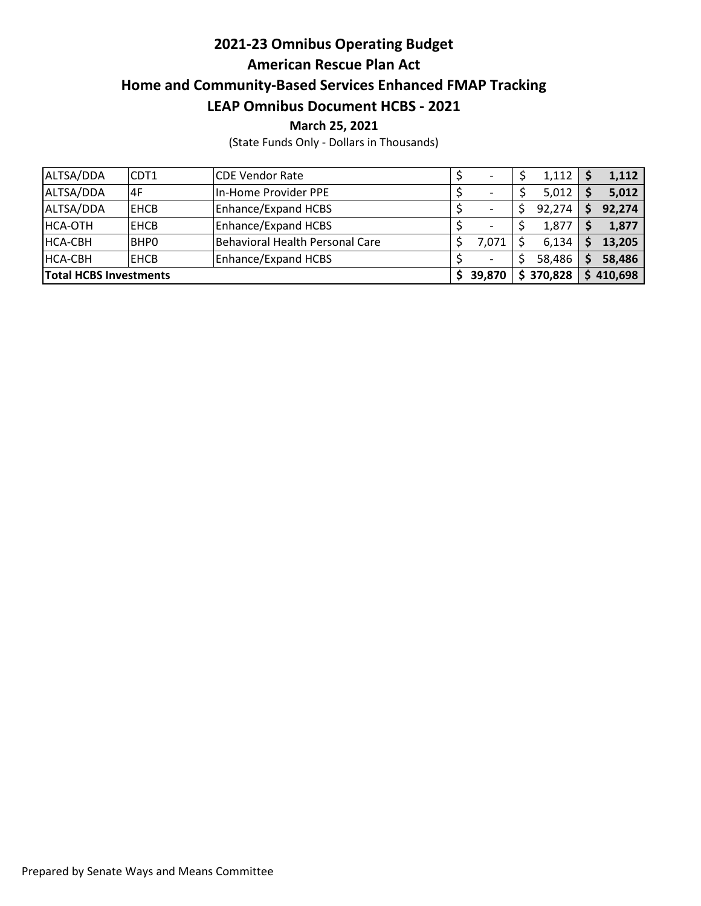# 2021-23 Omnibus Operating Budget

## American Rescue Plan Act

## Home and Community-Based Services Enhanced FMAP Tracking

## LEAP Omnibus Document HCBS - 2021

**March 25, 2021**

(State Funds Only - Dollars in Thousands)

| | | | | | |
|---|---|---|---|---|---|
| ALTSA/DDA | CDT1 | CDE Vendor Rate | $ - | $ 1,112 | **$ 1,112** |
| ALTSA/DDA | 4F | In-Home Provider PPE | $ - | $ 5,012 | **$ 5,012** |
| ALTSA/DDA | EHCB | Enhance/Expand HCBS | $ - | $ 92,274 | **$ 92,274** |
| HCA-OTH | EHCB | Enhance/Expand HCBS | $ - | $ 1,877 | **$ 1,877** |
| HCA-CBH | BHP0 | Behavioral Health Personal Care | $ 7,071 | $ 6,134 | **$ 13,205** |
| HCA-CBH | EHCB | Enhance/Expand HCBS | $ - | $ 58,486 | **$ 58,486** |
| **Total HCBS Investments** | | | **$ 39,870** | **$ 370,828** | **$ 410,698** |

Prepared by Senate Ways and Means Committee